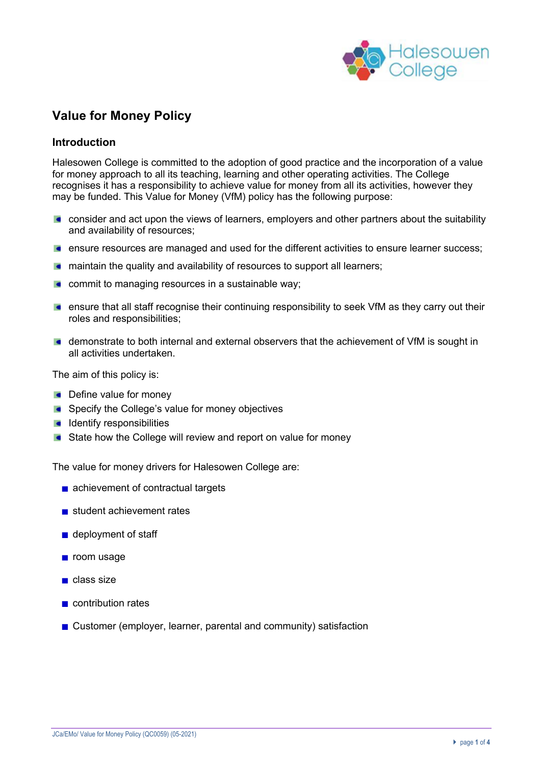# Value for Money Policy

## Introduction

Halesowen College is committed to the adoption of good practice and the incorporation of a value for money approach to all its teaching, learning and other operating activities. The College recognises it has a responsibility to achieve value for money from all its activities, however they may be funded. This Value for Money (VfM) policy has the following purpose:

- consider and act upon the views of learners, employers and other partners about the suitability and availability of resources;
- ensure resources are managed and used for the different activities to ensure learner success;
- maintain the quality and availability of resources to support all learners;
- commit to managing resources in a sustainable way;
- ensure that all staff recognise their continuing responsibility to seek VfM as they carry out their roles and responsibilities;
- demonstrate to both internal and external observers that the achievement of VfM is sought in all activities undertaken.

The aim of this policy is:

- Define value for money
- Specify the College's value for money objectives
- Identify responsibilities
- State how the College will review and report on value for money

The value for money drivers for Halesowen College are:

- achievement of contractual targets
- student achievement rates
- deployment of staff
- room usage
- class size
- contribution rates
- Customer (employer, learner, parental and community) satisfaction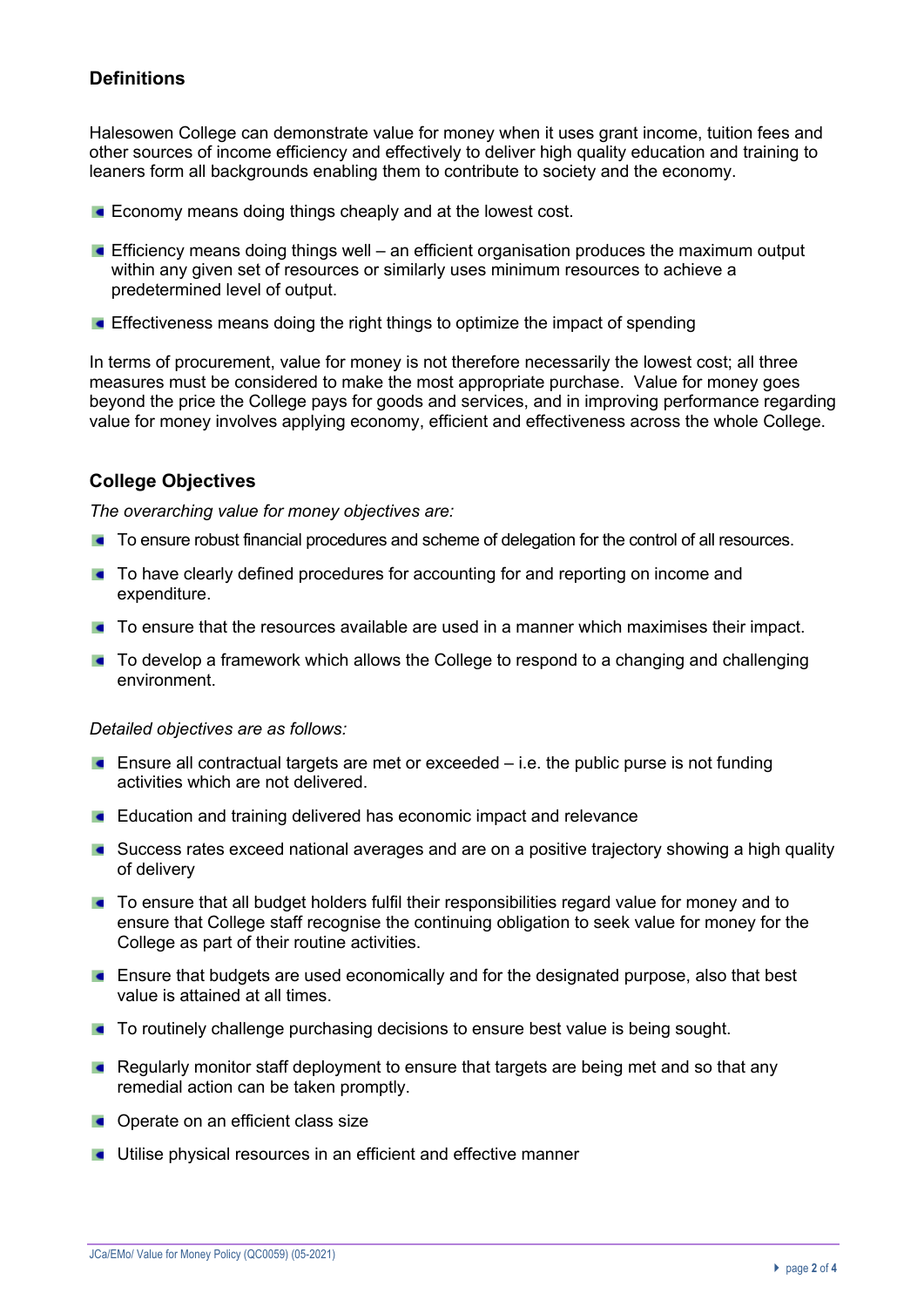## Definitions

Halesowen College can demonstrate value for money when it uses grant income, tuition fees and other sources of income efficiency and effectively to deliver high quality education and training to leaners form all backgrounds enabling them to contribute to society and the economy.

- Economy means doing things cheaply and at the lowest cost.
- Efficiency means doing things well – an efficient organisation produces the maximum output within any given set of resources or similarly uses minimum resources to achieve a predetermined level of output.
- Effectiveness means doing the right things to optimize the impact of spending

In terms of procurement, value for money is not therefore necessarily the lowest cost; all three measures must be considered to make the most appropriate purchase. Value for money goes beyond the price the College pays for goods and services, and in improving performance regarding value for money involves applying economy, efficient and effectiveness across the whole College.

## College Objectives

*The overarching value for money objectives are:*

- To ensure robust financial procedures and scheme of delegation for the control of all resources.
- To have clearly defined procedures for accounting for and reporting on income and expenditure.
- To ensure that the resources available are used in a manner which maximises their impact.
- To develop a framework which allows the College to respond to a changing and challenging environment.

*Detailed objectives are as follows:*

- Ensure all contractual targets are met or exceeded – i.e. the public purse is not funding activities which are not delivered.
- Education and training delivered has economic impact and relevance
- Success rates exceed national averages and are on a positive trajectory showing a high quality of delivery
- To ensure that all budget holders fulfil their responsibilities regard value for money and to ensure that College staff recognise the continuing obligation to seek value for money for the College as part of their routine activities.
- Ensure that budgets are used economically and for the designated purpose, also that best value is attained at all times.
- To routinely challenge purchasing decisions to ensure best value is being sought.
- Regularly monitor staff deployment to ensure that targets are being met and so that any remedial action can be taken promptly.
- Operate on an efficient class size
- Utilise physical resources in an efficient and effective manner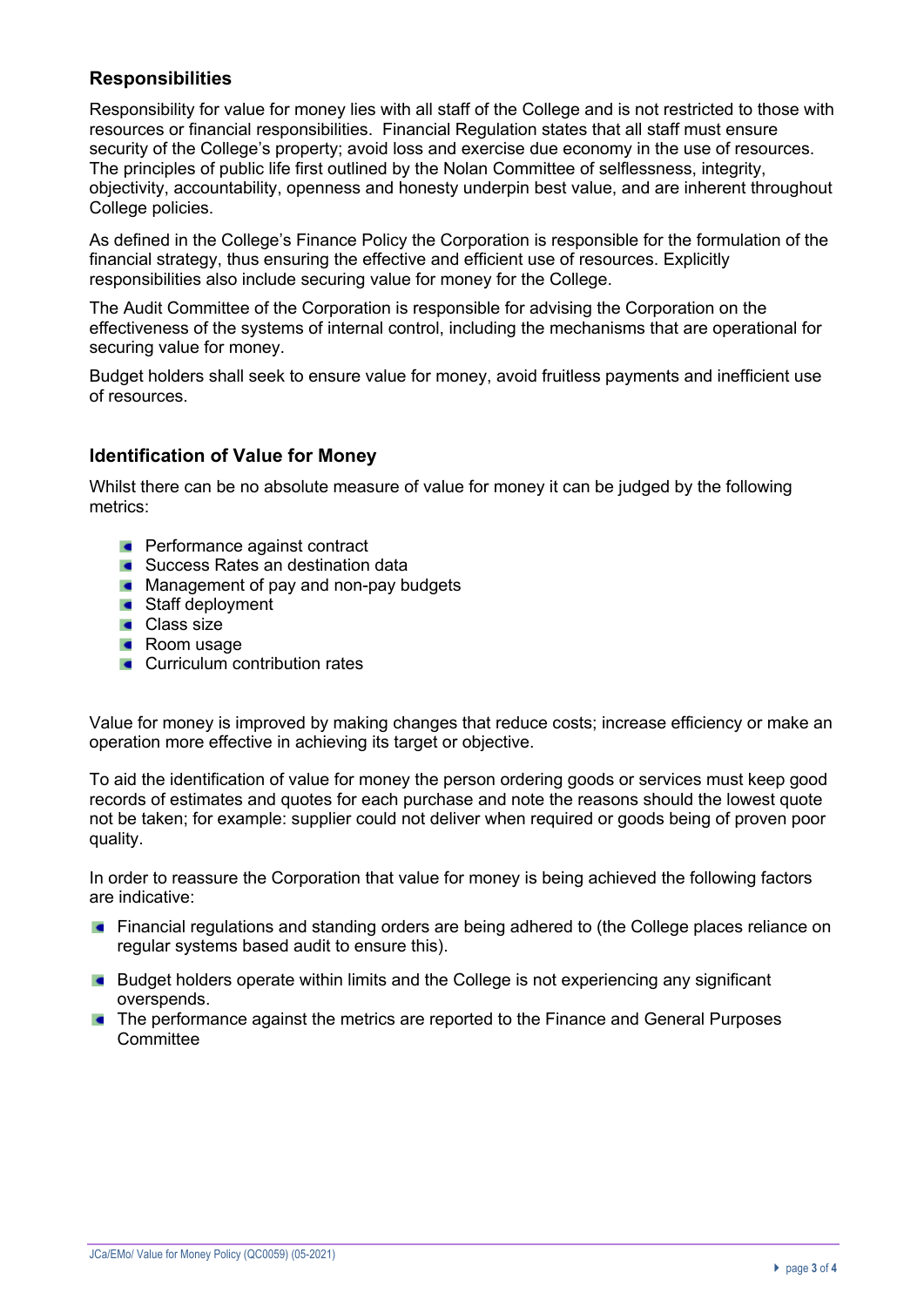## Responsibilities

Responsibility for value for money lies with all staff of the College and is not restricted to those with resources or financial responsibilities. Financial Regulation states that all staff must ensure security of the College's property; avoid loss and exercise due economy in the use of resources. The principles of public life first outlined by the Nolan Committee of selflessness, integrity, objectivity, accountability, openness and honesty underpin best value, and are inherent throughout College policies.

As defined in the College's Finance Policy the Corporation is responsible for the formulation of the financial strategy, thus ensuring the effective and efficient use of resources. Explicitly responsibilities also include securing value for money for the College.

The Audit Committee of the Corporation is responsible for advising the Corporation on the effectiveness of the systems of internal control, including the mechanisms that are operational for securing value for money.

Budget holders shall seek to ensure value for money, avoid fruitless payments and inefficient use of resources.

## Identification of Value for Money

Whilst there can be no absolute measure of value for money it can be judged by the following metrics:

- Performance against contract
- Success Rates an destination data
- Management of pay and non-pay budgets
- Staff deployment
- Class size
- Room usage
- Curriculum contribution rates

Value for money is improved by making changes that reduce costs; increase efficiency or make an operation more effective in achieving its target or objective.

To aid the identification of value for money the person ordering goods or services must keep good records of estimates and quotes for each purchase and note the reasons should the lowest quote not be taken; for example: supplier could not deliver when required or goods being of proven poor quality.

In order to reassure the Corporation that value for money is being achieved the following factors are indicative:

- Financial regulations and standing orders are being adhered to (the College places reliance on regular systems based audit to ensure this).
- Budget holders operate within limits and the College is not experiencing any significant overspends.
- The performance against the metrics are reported to the Finance and General Purposes Committee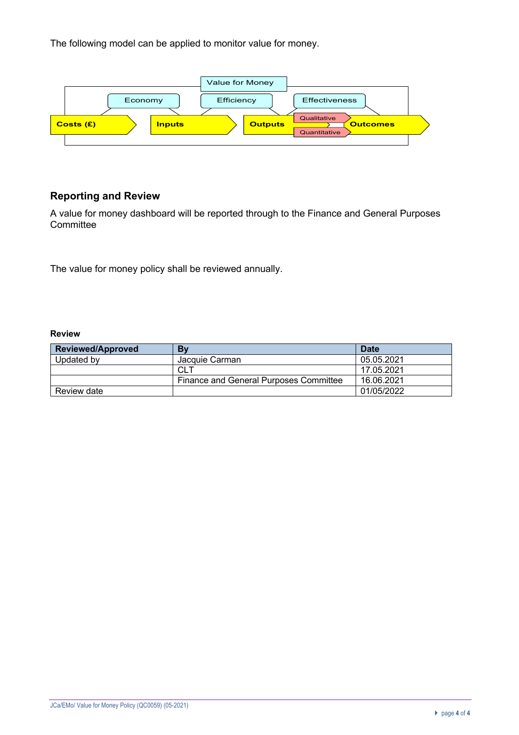The following model can be applied to monitor value for money.

Value for Money

Economy

Efficiency

Effectiveness

Costs (£)

Inputs

Outputs

Qualitative

Quantitative

Outcomes

## Reporting and Review

A value for money dashboard will be reported through to the Finance and General Purposes Committee

The value for money policy shall be reviewed annually.

**Review**

| Reviewed/Approved | By | Date |
|---|---|---|
| Updated by | Jacquie Carman | 05.05.2021 |
| | CLT | 17.05.2021 |
| | Finance and General Purposes Committee | 16.06.2021 |
| Review date | | 01/05/2022 |